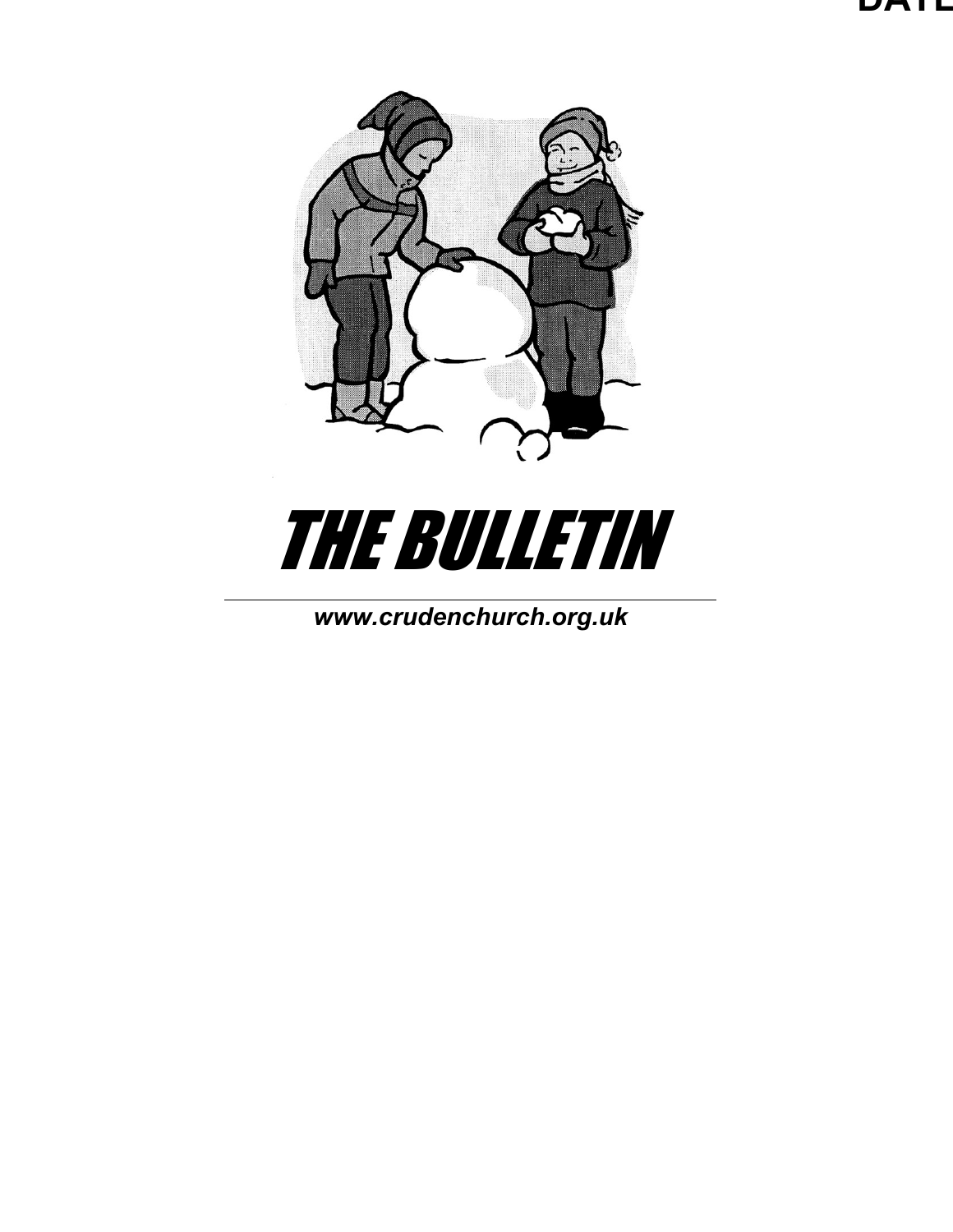DATE

# THE BULLETIN

*www.crudenchurch.org.uk*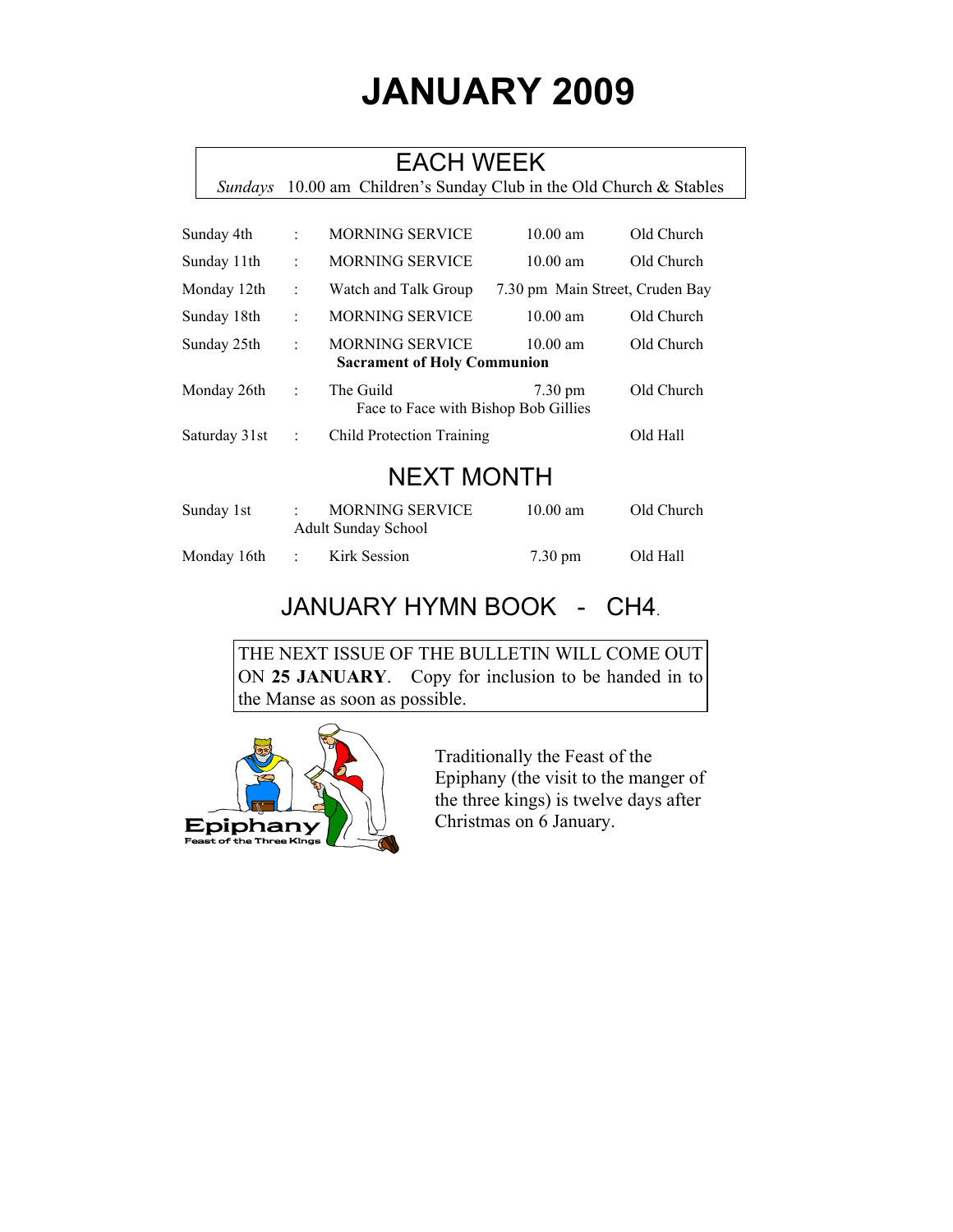# JANUARY 2009

## EACH WEEK

*Sundays* 10.00 am Children's Sunday Club in the Old Church & Stables

| | | | | |
|---|---|---|---|---|
| Sunday 4th | : | MORNING SERVICE | 10.00 am | Old Church |
| Sunday 11th | : | MORNING SERVICE | 10.00 am | Old Church |
| Monday 12th | : | Watch and Talk Group | 7.30 pm | Main Street, Cruden Bay |
| Sunday 18th | : | MORNING SERVICE | 10.00 am | Old Church |
| Sunday 25th | : | MORNING SERVICE<br>**Sacrament of Holy Communion** | 10.00 am | Old Church |
| Monday 26th | : | The Guild<br>Face to Face with Bishop Bob Gillies | 7.30 pm | Old Church |
| Saturday 31st | : | Child Protection Training | | Old Hall |

## NEXT MONTH

| | | | | |
|---|---|---|---|---|
| Sunday 1st | : | MORNING SERVICE<br>Adult Sunday School | 10.00 am | Old Church |
| Monday 16th | : | Kirk Session | 7.30 pm | Old Hall |

## JANUARY HYMN BOOK - CH4.

THE NEXT ISSUE OF THE BULLETIN WILL COME OUT ON **25 JANUARY**. Copy for inclusion to be handed in to the Manse as soon as possible.

Epiphany
Feast of the Three Kings

Traditionally the Feast of the Epiphany (the visit to the manger of the three kings) is twelve days after Christmas on 6 January.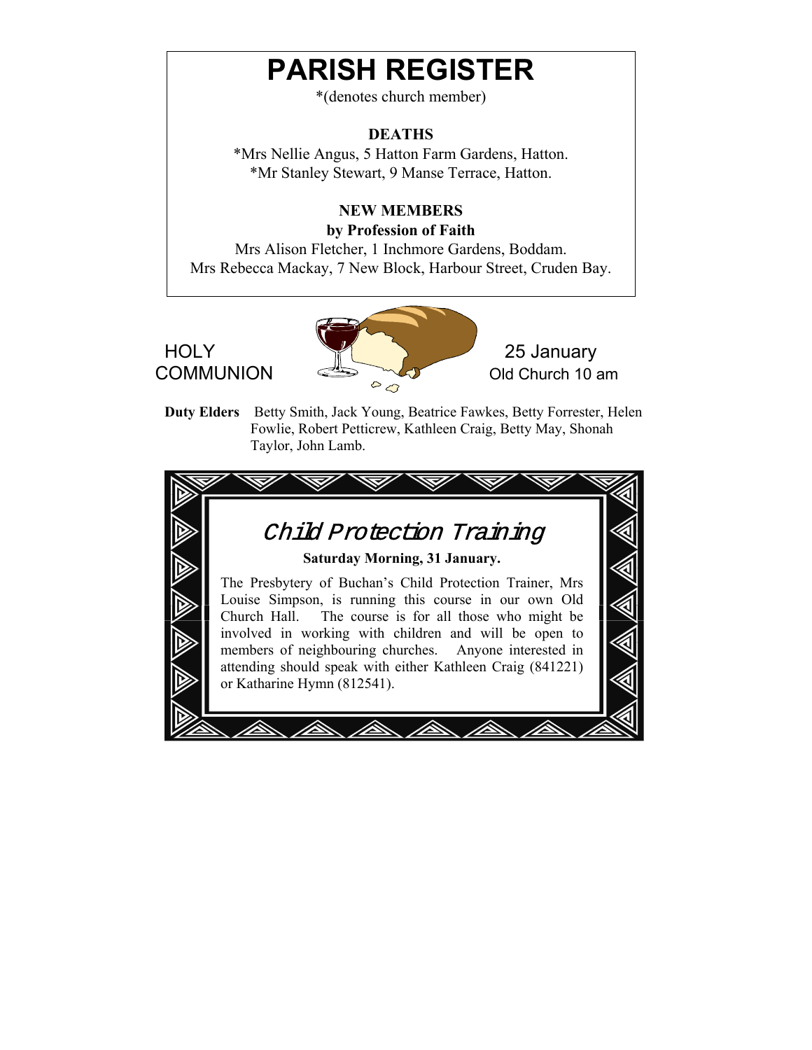# PARISH REGISTER

*(denotes church member)

**DEATHS**

*Mrs Nellie Angus, 5 Hatton Farm Gardens, Hatton.
*Mr Stanley Stewart, 9 Manse Terrace, Hatton.

**NEW MEMBERS**
**by Profession of Faith**

Mrs Alison Fletcher, 1 Inchmore Gardens, Boddam.
Mrs Rebecca Mackay, 7 New Block, Harbour Street, Cruden Bay.

## HOLY COMMUNION

25 January
Old Church 10 am

**Duty Elders** Betty Smith, Jack Young, Beatrice Fawkes, Betty Forrester, Helen Fowlie, Robert Petticrew, Kathleen Craig, Betty May, Shonah Taylor, John Lamb.

## *Child Protection Training*

**Saturday Morning, 31 January.**

The Presbytery of Buchan's Child Protection Trainer, Mrs Louise Simpson, is running this course in our own Old Church Hall. The course is for all those who might be involved in working with children and will be open to members of neighbouring churches. Anyone interested in attending should speak with either Kathleen Craig (841221) or Katharine Hymn (812541).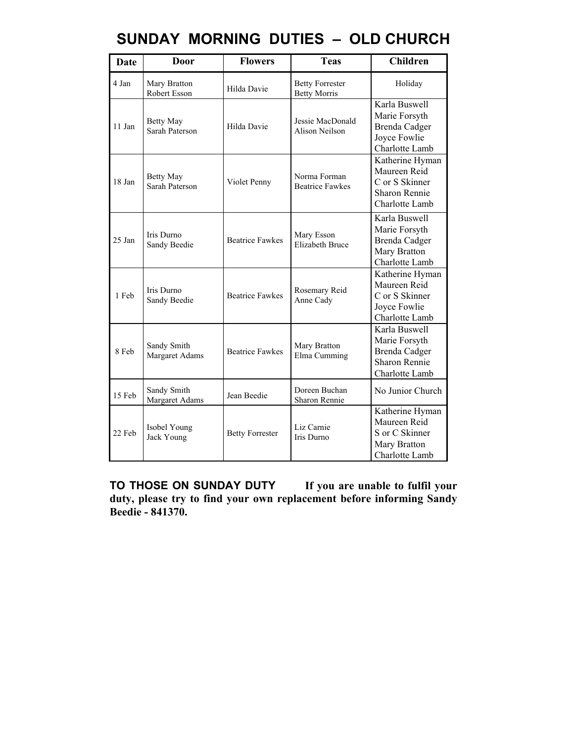# SUNDAY MORNING DUTIES – OLD CHURCH

| Date | Door | Flowers | Teas | Children |
|---|---|---|---|---|
| 4 Jan | Mary Bratton<br>Robert Esson | Hilda Davie | Betty Forrester<br>Betty Morris | Holiday |
| 11 Jan | Betty May<br>Sarah Paterson | Hilda Davie | Jessie MacDonald<br>Alison Neilson | Karla Buswell<br>Marie Forsyth<br>Brenda Cadger<br>Joyce Fowlie<br>Charlotte Lamb |
| 18 Jan | Betty May<br>Sarah Paterson | Violet Penny | Norma Forman<br>Beatrice Fawkes | Katherine Hyman<br>Maureen Reid<br>C or S Skinner<br>Sharon Rennie<br>Charlotte Lamb |
| 25 Jan | Iris Durno<br>Sandy Beedie | Beatrice Fawkes | Mary Esson<br>Elizabeth Bruce | Karla Buswell<br>Marie Forsyth<br>Brenda Cadger<br>Mary Bratton<br>Charlotte Lamb |
| 1 Feb | Iris Durno<br>Sandy Beedie | Beatrice Fawkes | Rosemary Reid<br>Anne Cady | Katherine Hyman<br>Maureen Reid<br>C or S Skinner<br>Joyce Fowlie<br>Charlotte Lamb |
| 8 Feb | Sandy Smith<br>Margaret Adams | Beatrice Fawkes | Mary Bratton<br>Elma Cumming | Karla Buswell<br>Marie Forsyth<br>Brenda Cadger<br>Sharon Rennie<br>Charlotte Lamb |
| 15 Feb | Sandy Smith<br>Margaret Adams | Jean Beedie | Doreen Buchan<br>Sharon Rennie | No Junior Church |
| 22 Feb | Isobel Young<br>Jack Young | Betty Forrester | Liz Carnie<br>Iris Durno | Katherine Hyman<br>Maureen Reid<br>S or C Skinner<br>Mary Bratton<br>Charlotte Lamb |

**TO THOSE ON SUNDAY DUTY** **If you are unable to fulfil your duty, please try to find your own replacement before informing Sandy Beedie - 841370.**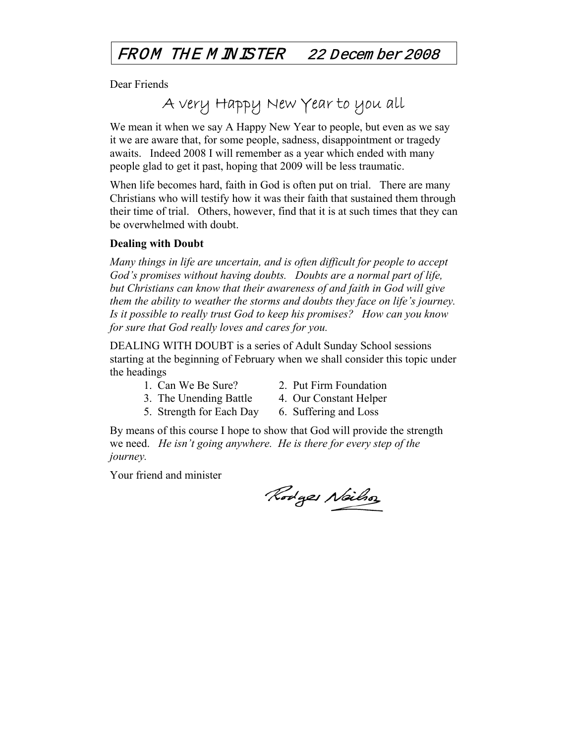# FROM THE MINISTER 22 December 2008

Dear Friends

## A very Happy New Year to you all

We mean it when we say A Happy New Year to people, but even as we say it we are aware that, for some people, sadness, disappointment or tragedy awaits. Indeed 2008 I will remember as a year which ended with many people glad to get it past, hoping that 2009 will be less traumatic.

When life becomes hard, faith in God is often put on trial. There are many Christians who will testify how it was their faith that sustained them through their time of trial. Others, however, find that it is at such times that they can be overwhelmed with doubt.

**Dealing with Doubt**

*Many things in life are uncertain, and is often difficult for people to accept God's promises without having doubts. Doubts are a normal part of life, but Christians can know that their awareness of and faith in God will give them the ability to weather the storms and doubts they face on life's journey. Is it possible to really trust God to keep his promises? How can you know for sure that God really loves and cares for you.*

DEALING WITH DOUBT is a series of Adult Sunday School sessions starting at the beginning of February when we shall consider this topic under the headings

1. Can We Be Sure?
2. Put Firm Foundation
3. The Unending Battle
4. Our Constant Helper
5. Strength for Each Day
6. Suffering and Loss

By means of this course I hope to show that God will provide the strength we need. *He isn't going anywhere. He is there for every step of the journey.*

Your friend and minister

Rodger Neilson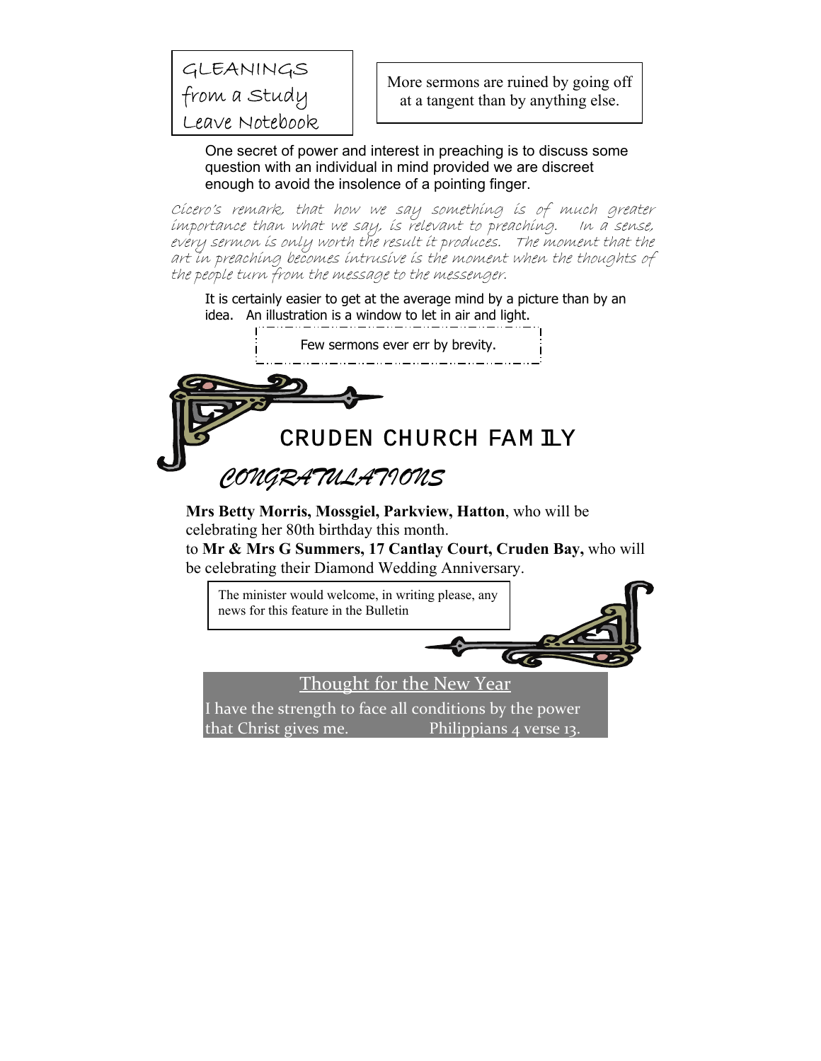GLEANINGS from a Study Leave Notebook

More sermons are ruined by going off at a tangent than by anything else.

One secret of power and interest in preaching is to discuss some question with an individual in mind provided we are discreet enough to avoid the insolence of a pointing finger.

*Cicero's remark, that how we say something is of much greater importance than what we say, is relevant to preaching. In a sense, every sermon is only worth the result it produces. The moment that the art in preaching becomes intrusive is the moment when the thoughts of the people turn from the message to the messenger.*

It is certainly easier to get at the average mind by a picture than by an idea. An illustration is a window to let in air and light.

Few sermons ever err by brevity.

## CRUDEN CHURCH FAMILY

### *CONGRATULATIONS*

**Mrs Betty Morris, Mossgiel, Parkview, Hatton**, who will be celebrating her 80th birthday this month.

to **Mr & Mrs G Summers, 17 Cantlay Court, Cruden Bay,** who will be celebrating their Diamond Wedding Anniversary.

The minister would welcome, in writing please, any news for this feature in the Bulletin

### Thought for the New Year

I have the strength to face all conditions by the power that Christ gives me. Philippians 4 verse 13.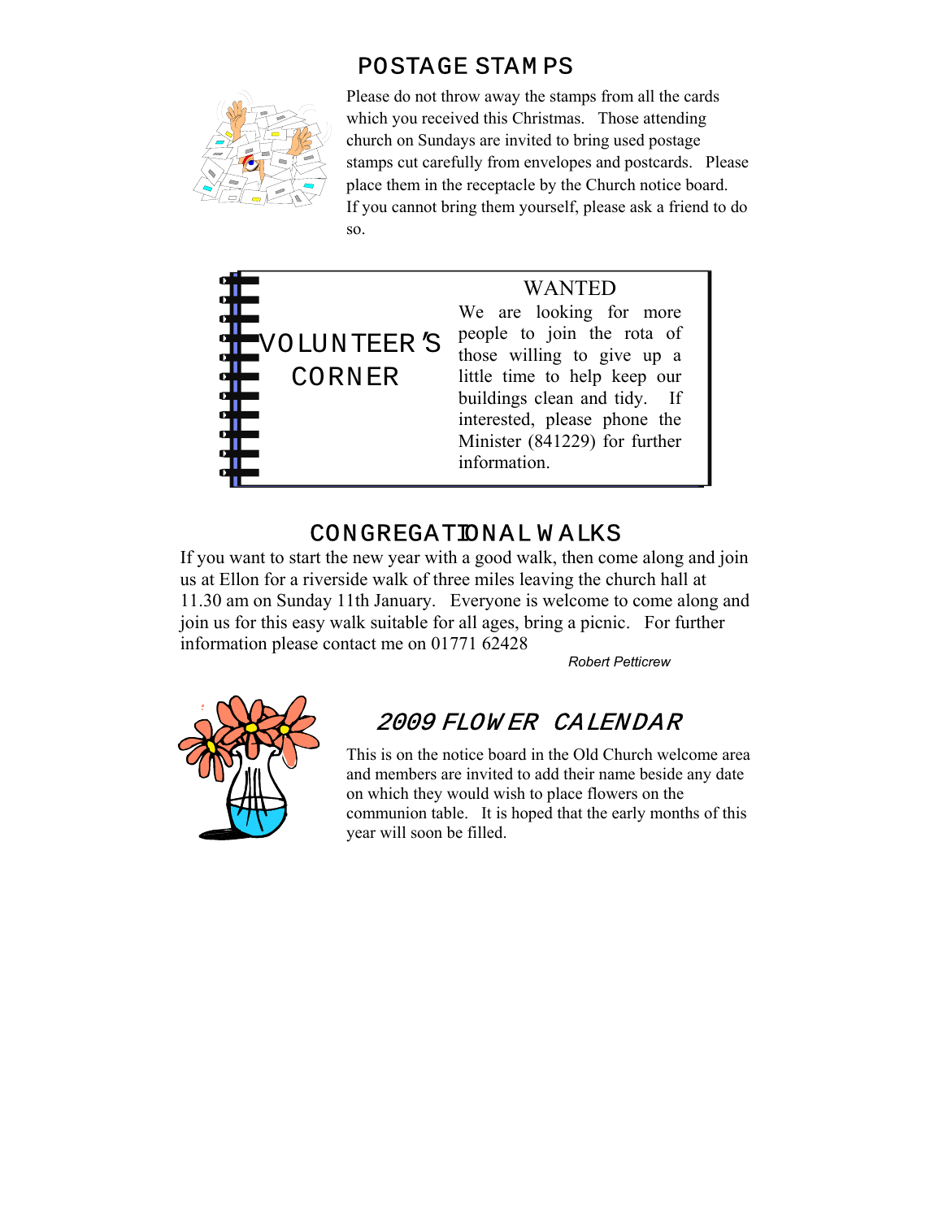## POSTAGE STAMPS

Please do not throw away the stamps from all the cards which you received this Christmas. Those attending church on Sundays are invited to bring used postage stamps cut carefully from envelopes and postcards. Please place them in the receptacle by the Church notice board. If you cannot bring them yourself, please ask a friend to do so.

## VOLUNTEER'S CORNER

**WANTED**

We are looking for more people to join the rota of those willing to give up a little time to help keep our buildings clean and tidy. If interested, please phone the Minister (841229) for further information.

## CONGREGATIONAL WALKS

If you want to start the new year with a good walk, then come along and join us at Ellon for a riverside walk of three miles leaving the church hall at 11.30 am on Sunday 11th January. Everyone is welcome to come along and join us for this easy walk suitable for all ages, bring a picnic. For further information please contact me on 01771 62428

*Robert Petticrew*

## *2009 FLOWER CALENDAR*

This is on the notice board in the Old Church welcome area and members are invited to add their name beside any date on which they would wish to place flowers on the communion table. It is hoped that the early months of this year will soon be filled.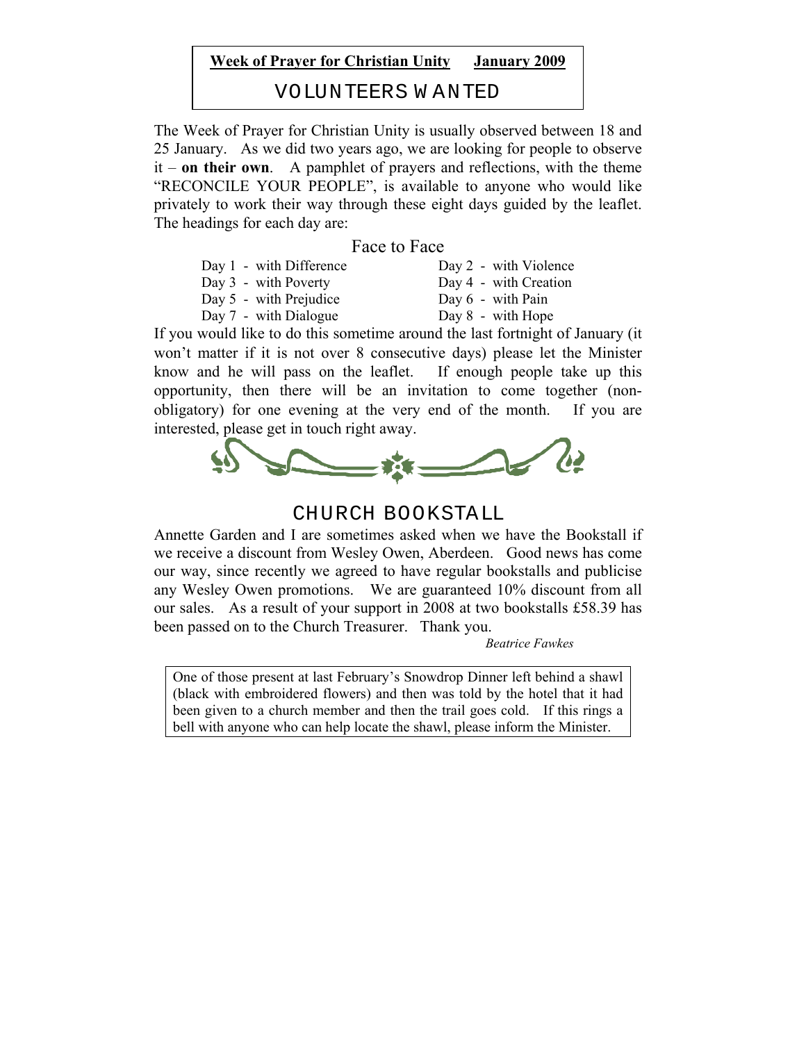**Week of Prayer for Christian Unity** **January 2009**

## VOLUNTEERS WANTED

The Week of Prayer for Christian Unity is usually observed between 18 and 25 January. As we did two years ago, we are looking for people to observe it – **on their own**. A pamphlet of prayers and reflections, with the theme "RECONCILE YOUR PEOPLE", is available to anyone who would like privately to work their way through these eight days guided by the leaflet. The headings for each day are:

### Face to Face

| | |
|---|---|
| Day 1 - with Difference | Day 2 - with Violence |
| Day 3 - with Poverty | Day 4 - with Creation |
| Day 5 - with Prejudice | Day 6 - with Pain |
| Day 7 - with Dialogue | Day 8 - with Hope |

If you would like to do this sometime around the last fortnight of January (it won't matter if it is not over 8 consecutive days) please let the Minister know and he will pass on the leaflet. If enough people take up this opportunity, then there will be an invitation to come together (non-obligatory) for one evening at the very end of the month. If you are interested, please get in touch right away.

## CHURCH BOOKSTALL

Annette Garden and I are sometimes asked when we have the Bookstall if we receive a discount from Wesley Owen, Aberdeen. Good news has come our way, since recently we agreed to have regular bookstalls and publicise any Wesley Owen promotions. We are guaranteed 10% discount from all our sales. As a result of your support in 2008 at two bookstalls £58.39 has been passed on to the Church Treasurer. Thank you.

*Beatrice Fawkes*

One of those present at last February's Snowdrop Dinner left behind a shawl (black with embroidered flowers) and then was told by the hotel that it had been given to a church member and then the trail goes cold. If this rings a bell with anyone who can help locate the shawl, please inform the Minister.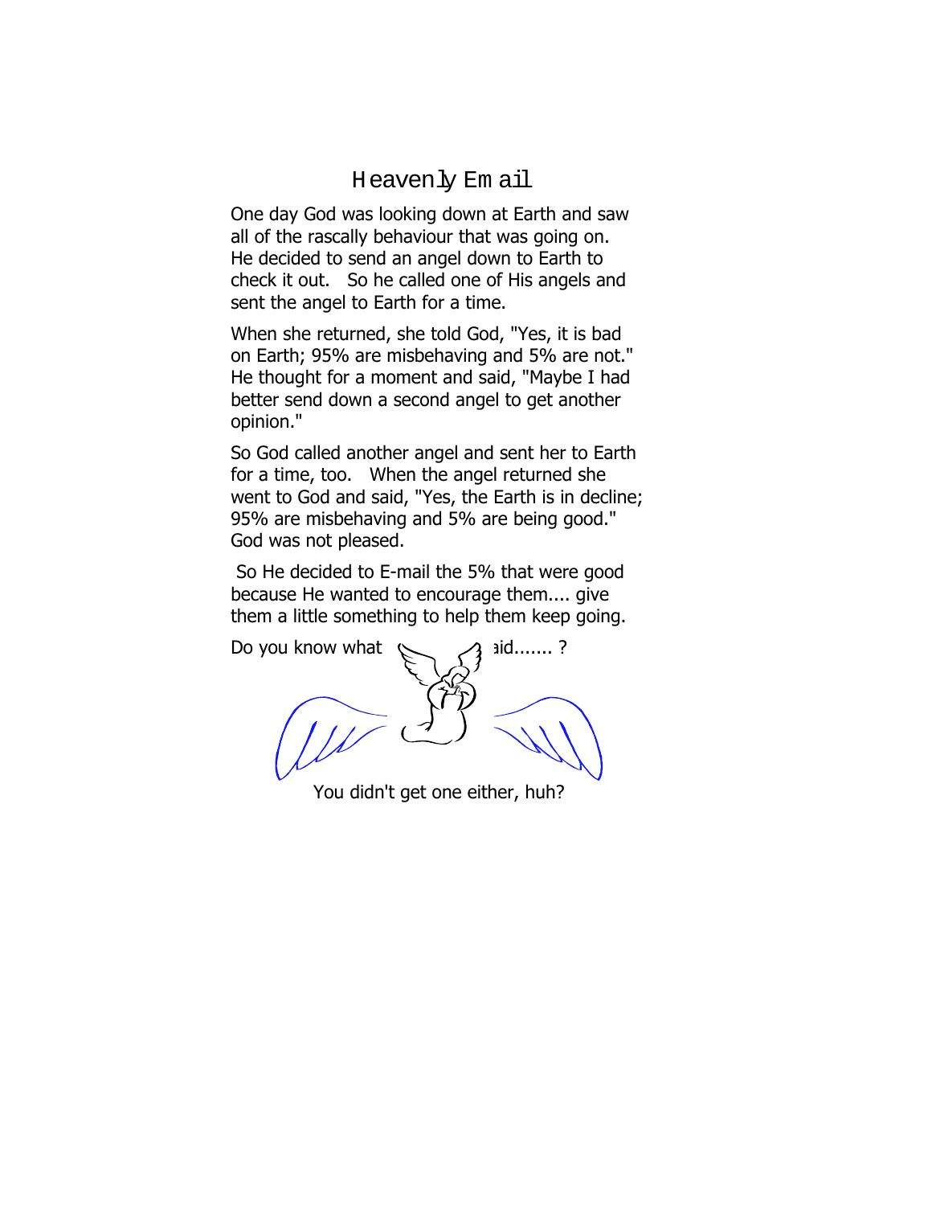# Heavenly Email

One day God was looking down at Earth and saw all of the rascally behaviour that was going on. He decided to send an angel down to Earth to check it out. So he called one of His angels and sent the angel to Earth for a time.

When she returned, she told God, "Yes, it is bad on Earth; 95% are misbehaving and 5% are not." He thought for a moment and said, "Maybe I had better send down a second angel to get another opinion."

So God called another angel and sent her to Earth for a time, too. When the angel returned she went to God and said, "Yes, the Earth is in decline; 95% are misbehaving and 5% are being good." God was not pleased.

So He decided to E-mail the 5% that were good because He wanted to encourage them.... give them a little something to help them keep going.

Do you know what it said....... ?

You didn't get one either, huh?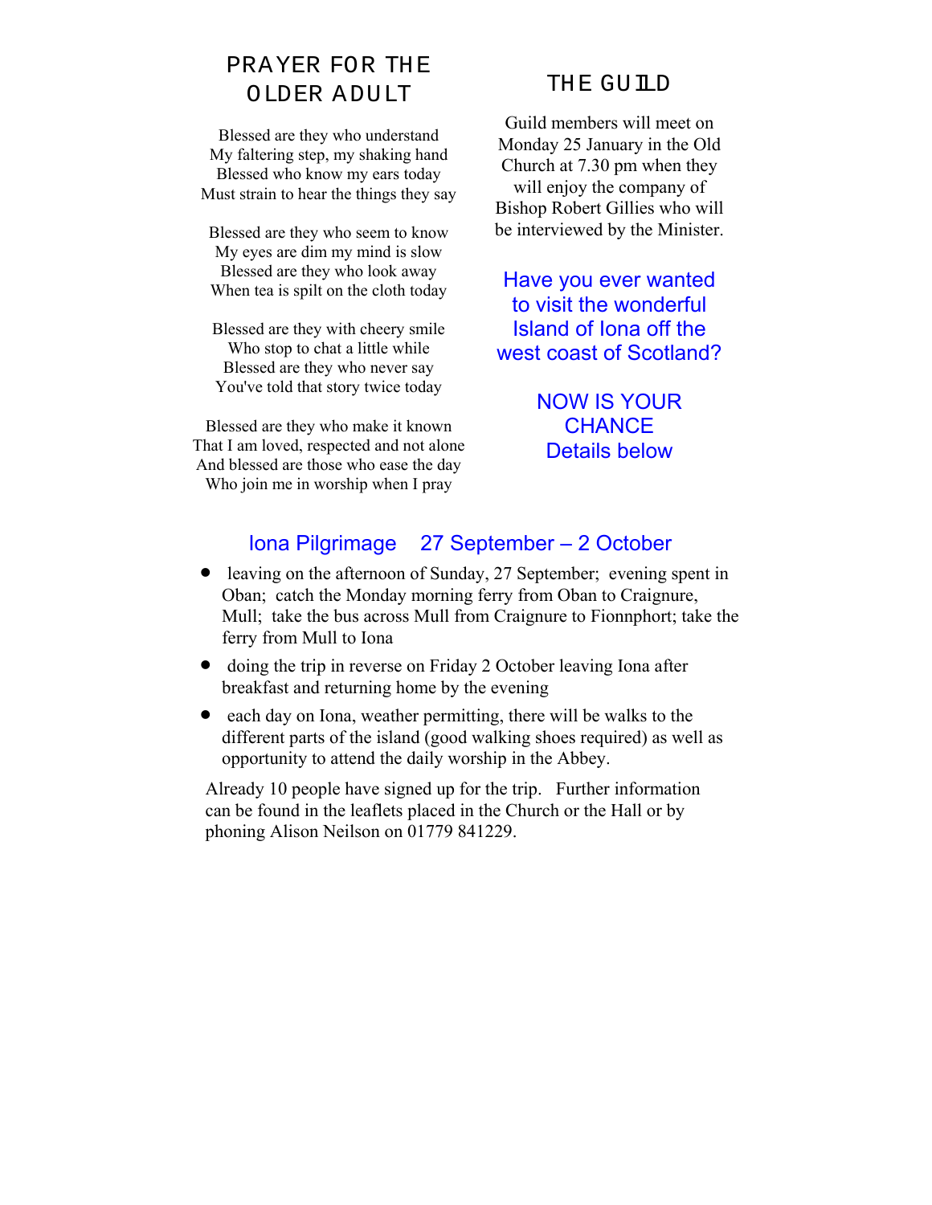## PRAYER FOR THE OLDER ADULT

Blessed are they who understand  
My faltering step, my shaking hand  
Blessed who know my ears today  
Must strain to hear the things they say

Blessed are they who seem to know  
My eyes are dim my mind is slow  
Blessed are they who look away  
When tea is spilt on the cloth today

Blessed are they with cheery smile  
Who stop to chat a little while  
Blessed are they who never say  
You've told that story twice today

Blessed are they who make it known  
That I am loved, respected and not alone  
And blessed are those who ease the day  
Who join me in worship when I pray

## THE GUILD

Guild members will meet on Monday 25 January in the Old Church at 7.30 pm when they will enjoy the company of Bishop Robert Gillies who will be interviewed by the Minister.

Have you ever wanted to visit the wonderful Island of Iona off the west coast of Scotland?

NOW IS YOUR CHANCE  
Details below

## Iona Pilgrimage 27 September – 2 October

- leaving on the afternoon of Sunday, 27 September; evening spent in Oban; catch the Monday morning ferry from Oban to Craignure, Mull; take the bus across Mull from Craignure to Fionnphort; take the ferry from Mull to Iona
- doing the trip in reverse on Friday 2 October leaving Iona after breakfast and returning home by the evening
- each day on Iona, weather permitting, there will be walks to the different parts of the island (good walking shoes required) as well as opportunity to attend the daily worship in the Abbey.

Already 10 people have signed up for the trip. Further information can be found in the leaflets placed in the Church or the Hall or by phoning Alison Neilson on 01779 841229.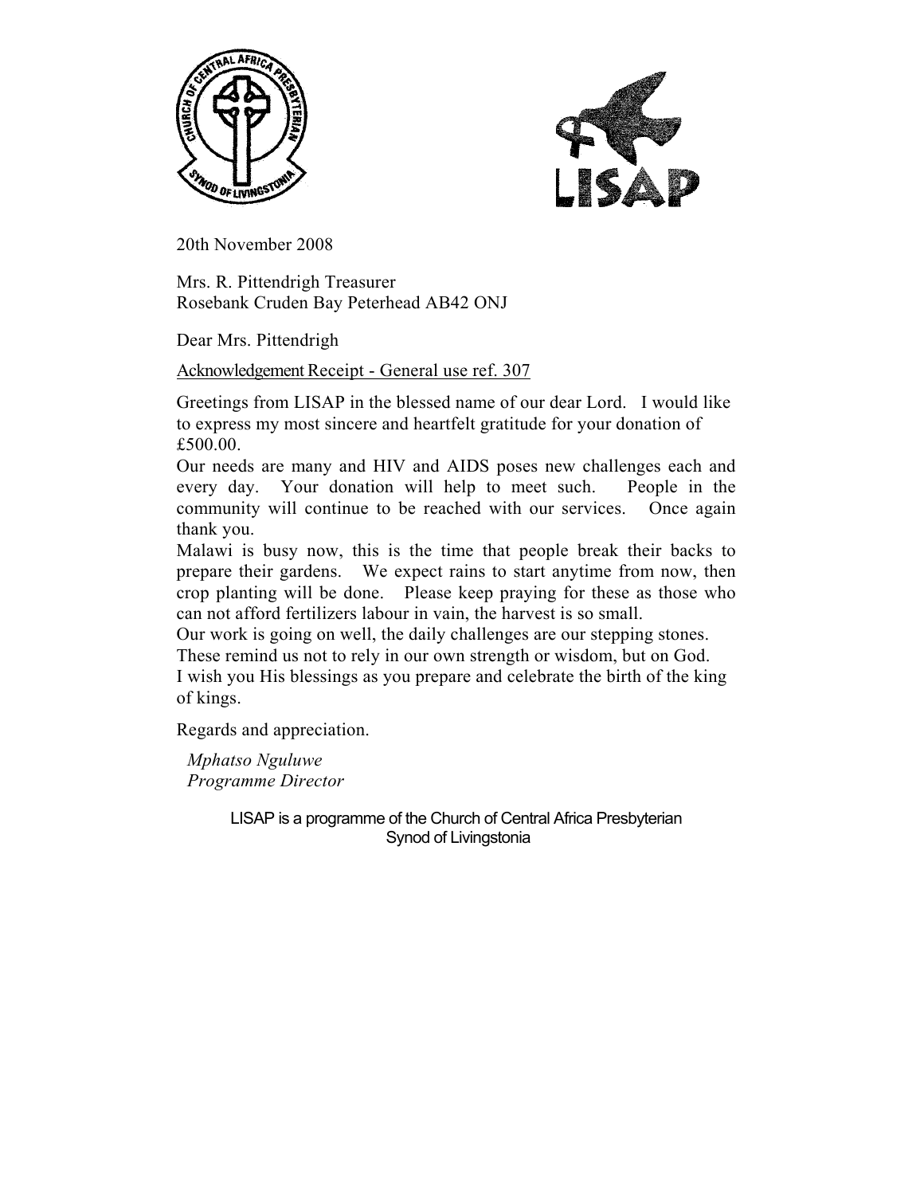LISAP

20th November 2008

Mrs. R. Pittendrigh Treasurer
Rosebank Cruden Bay Peterhead AB42 ONJ

Dear Mrs. Pittendrigh

Acknowledgement Receipt - General use ref. 307

Greetings from LISAP in the blessed name of our dear Lord. I would like to express my most sincere and heartfelt gratitude for your donation of £500.00.

Our needs are many and HIV and AIDS poses new challenges each and every day. Your donation will help to meet such. People in the community will continue to be reached with our services. Once again thank you.

Malawi is busy now, this is the time that people break their backs to prepare their gardens. We expect rains to start anytime from now, then crop planting will be done. Please keep praying for these as those who can not afford fertilizers labour in vain, the harvest is so small.

Our work is going on well, the daily challenges are our stepping stones. These remind us not to rely in our own strength or wisdom, but on God. I wish you His blessings as you prepare and celebrate the birth of the king of kings.

Regards and appreciation.

*Mphatso Nguluwe*
*Programme Director*

LISAP is a programme of the Church of Central Africa Presbyterian Synod of Livingstonia